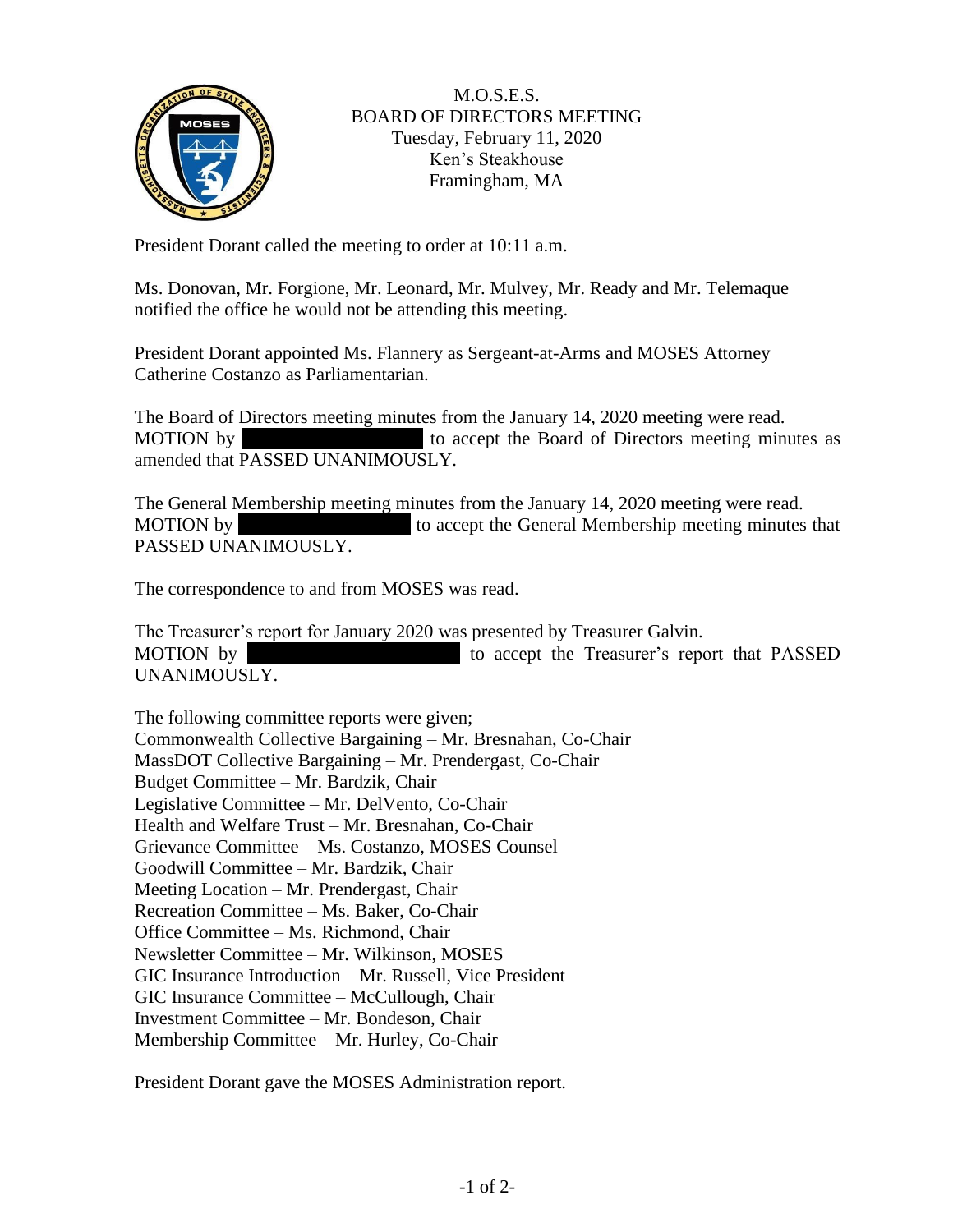M.O.S.E.S.
BOARD OF DIRECTORS MEETING
Tuesday, February 11, 2020
Ken's Steakhouse
Framingham, MA

President Dorant called the meeting to order at 10:11 a.m.

Ms. Donovan, Mr. Forgione, Mr. Leonard, Mr. Mulvey, Mr. Ready and Mr. Telemaque notified the office he would not be attending this meeting.

President Dorant appointed Ms. Flannery as Sergeant-at-Arms and MOSES Attorney Catherine Costanzo as Parliamentarian.

The Board of Directors meeting minutes from the January 14, 2020 meeting were read.
MOTION by [REDACTED] to accept the Board of Directors meeting minutes as amended that PASSED UNANIMOUSLY.

The General Membership meeting minutes from the January 14, 2020 meeting were read.
MOTION by [REDACTED] to accept the General Membership meeting minutes that PASSED UNANIMOUSLY.

The correspondence to and from MOSES was read.

The Treasurer's report for January 2020 was presented by Treasurer Galvin.
MOTION by [REDACTED] to accept the Treasurer's report that PASSED UNANIMOUSLY.

The following committee reports were given;
Commonwealth Collective Bargaining – Mr. Bresnahan, Co-Chair
MassDOT Collective Bargaining – Mr. Prendergast, Co-Chair
Budget Committee – Mr. Bardzik, Chair
Legislative Committee – Mr. DelVento, Co-Chair
Health and Welfare Trust – Mr. Bresnahan, Co-Chair
Grievance Committee – Ms. Costanzo, MOSES Counsel
Goodwill Committee – Mr. Bardzik, Chair
Meeting Location – Mr. Prendergast, Chair
Recreation Committee – Ms. Baker, Co-Chair
Office Committee – Ms. Richmond, Chair
Newsletter Committee – Mr. Wilkinson, MOSES
GIC Insurance Introduction – Mr. Russell, Vice President
GIC Insurance Committee – McCullough, Chair
Investment Committee – Mr. Bondeson, Chair
Membership Committee – Mr. Hurley, Co-Chair

President Dorant gave the MOSES Administration report.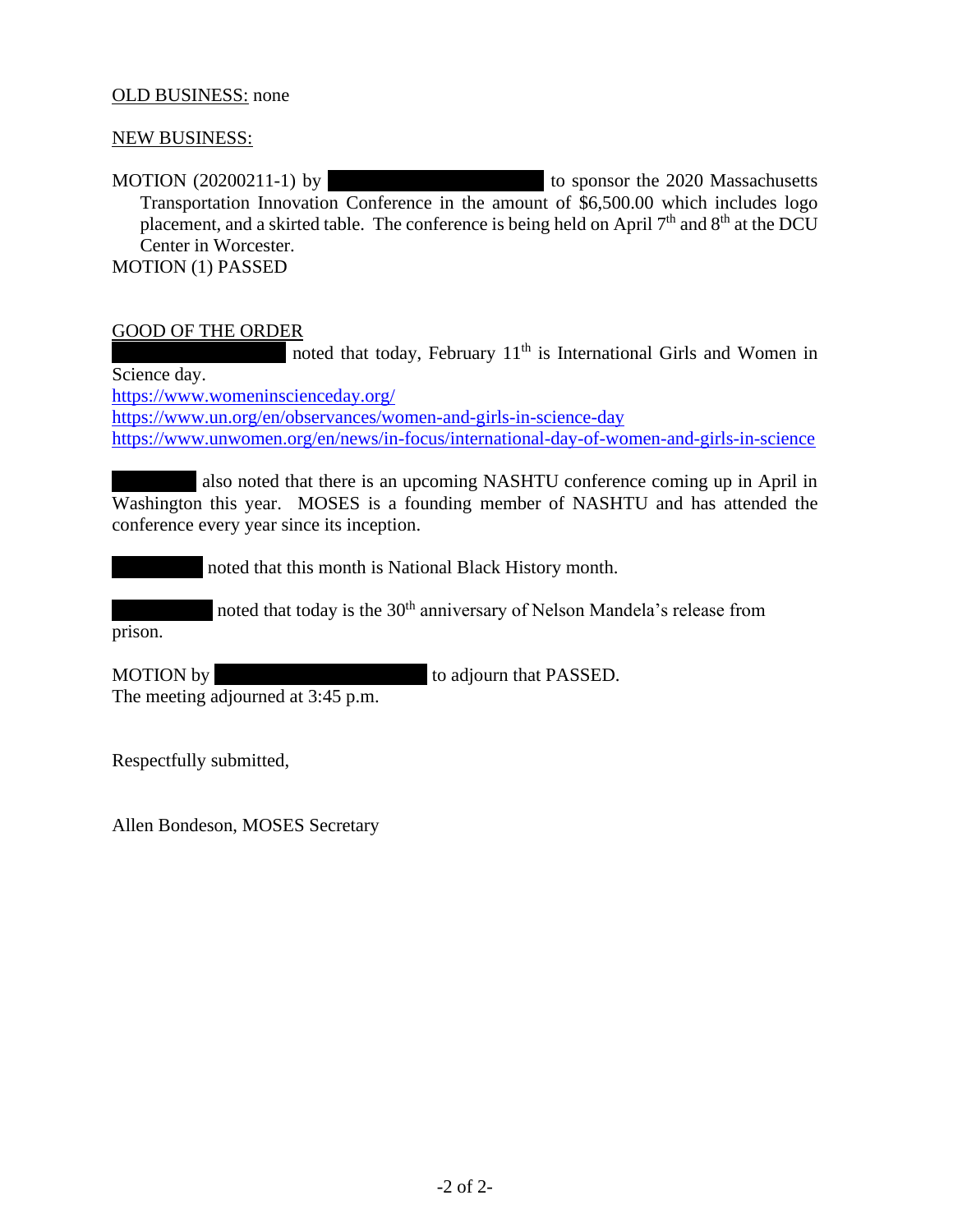OLD BUSINESS: none

NEW BUSINESS:

MOTION (20200211-1) by ████████████ to sponsor the 2020 Massachusetts Transportation Innovation Conference in the amount of $6,500.00 which includes logo placement, and a skirted table. The conference is being held on April 7th and 8th at the DCU Center in Worcester.

MOTION (1) PASSED

GOOD OF THE ORDER

████████████ noted that today, February 11th is International Girls and Women in Science day.

https://www.womeninscienceday.org/

https://www.un.org/en/observances/women-and-girls-in-science-day

https://www.unwomen.org/en/news/in-focus/international-day-of-women-and-girls-in-science

██████ also noted that there is an upcoming NASHTU conference coming up in April in Washington this year. MOSES is a founding member of NASHTU and has attended the conference every year since its inception.

██████ noted that this month is National Black History month.

██████ noted that today is the 30th anniversary of Nelson Mandela's release from prison.

MOTION by ████████████ to adjourn that PASSED.

The meeting adjourned at 3:45 p.m.

Respectfully submitted,

Allen Bondeson, MOSES Secretary